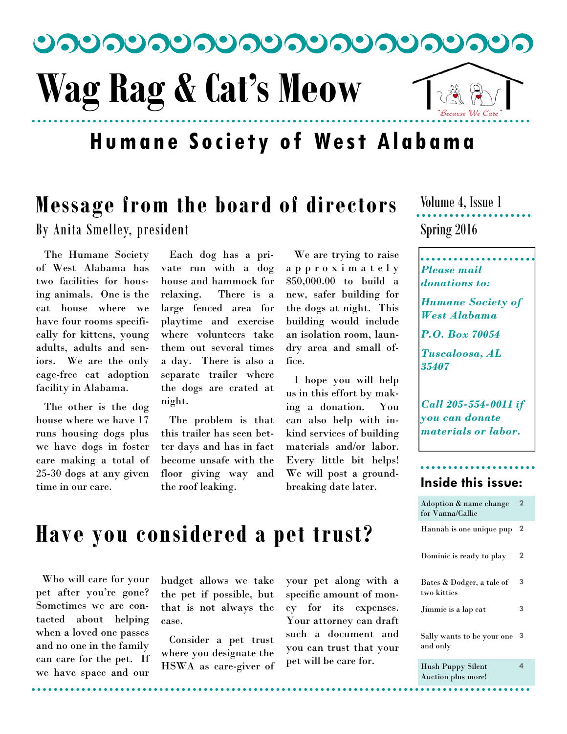# Wag Rag & Cat's Meow

"Because We Care"

## Humane Society of West Alabama

Volume 4, Issue 1

Spring 2016

## Message from the board of directors

By Anita Smelley, president

The Humane Society of West Alabama has two facilities for housing animals. One is the cat house where we have four rooms specifically for kittens, young adults, adults and seniors. We are the only cage-free cat adoption facility in Alabama.

The other is the dog house where we have 17 runs housing dogs plus we have dogs in foster care making a total of 25-30 dogs at any given time in our care.

Each dog has a private run with a dog house and hammock for relaxing. There is a large fenced area for playtime and exercise where volunteers take them out several times a day. There is also a separate trailer where the dogs are crated at night.

The problem is that this trailer has seen better days and has in fact become unsafe with the floor giving way and the roof leaking.

We are trying to raise approximately $50,000.00 to build a new, safer building for the dogs at night. This building would include an isolation room, laundry area and small office.

I hope you will help us in this effort by making a donation. You can also help with in-kind services of building materials and/or labor. Every little bit helps! We will post a ground-breaking date later.

***Please mail donations to:***

***Humane Society of West Alabama***

***P.O. Box 70054***

***Tuscaloosa, AL 35407***

***Call 205-554-0011 if you can donate materials or labor.***

## Have you considered a pet trust?

Who will care for your pet after you're gone? Sometimes we are contacted about helping when a loved one passes and no one in the family can care for the pet. If we have space and our budget allows we take the pet if possible, but that is not always the case.

Consider a pet trust where you designate the HSWA as care-giver of your pet along with a specific amount of money for its expenses. Your attorney can draft such a document and you can trust that your pet will be care for.

### Inside this issue:

| | |
|---|---|
| Adoption & name change for Vanna/Callie | 2 |
| Hannah is one unique pup | 2 |
| Dominic is ready to play | 2 |
| Bates & Dodger, a tale of two kitties | 3 |
| Jimmie is a lap cat | 3 |
| Sally wants to be your one and only | 3 |
| Hush Puppy Silent Auction plus more! | 4 |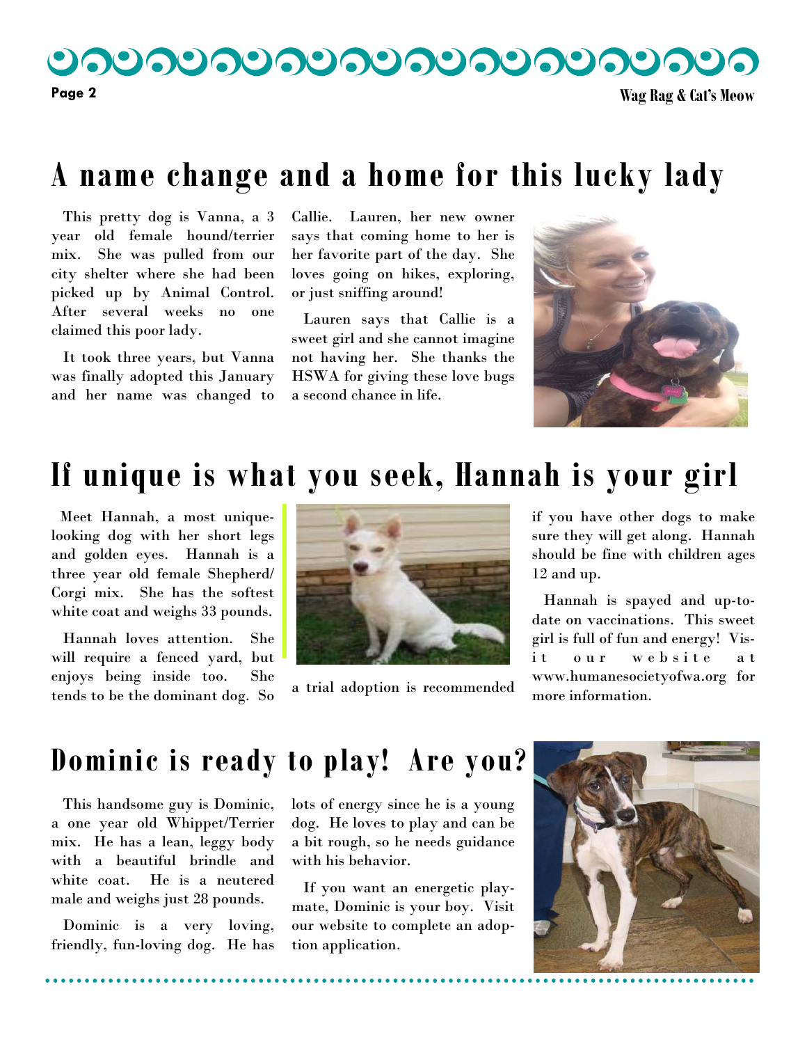## A name change and a home for this lucky lady

This pretty dog is Vanna, a 3 year old female hound/terrier mix. She was pulled from our city shelter where she had been picked up by Animal Control. After several weeks no one claimed this poor lady.

It took three years, but Vanna was finally adopted this January and her name was changed to Callie. Lauren, her new owner says that coming home to her is her favorite part of the day. She loves going on hikes, exploring, or just sniffing around!

Lauren says that Callie is a sweet girl and she cannot imagine not having her. She thanks the HSWA for giving these love bugs a second chance in life.

## If unique is what you seek, Hannah is your girl

Meet Hannah, a most unique-looking dog with her short legs and golden eyes. Hannah is a three year old female Shepherd/Corgi mix. She has the softest white coat and weighs 33 pounds.

Hannah loves attention. She will require a fenced yard, but enjoys being inside too. She tends to be the dominant dog. So a trial adoption is recommended if you have other dogs to make sure they will get along. Hannah should be fine with children ages 12 and up.

Hannah is spayed and up-to-date on vaccinations. This sweet girl is full of fun and energy! Visit our website at www.humanesocietyofwa.org for more information.

## Dominic is ready to play! Are you?

This handsome guy is Dominic, a one year old Whippet/Terrier mix. He has a lean, leggy body with a beautiful brindle and white coat. He is a neutered male and weighs just 28 pounds.

Dominic is a very loving, friendly, fun-loving dog. He has lots of energy since he is a young dog. He loves to play and can be a bit rough, so he needs guidance with his behavior.

If you want an energetic play-mate, Dominic is your boy. Visit our website to complete an adoption application.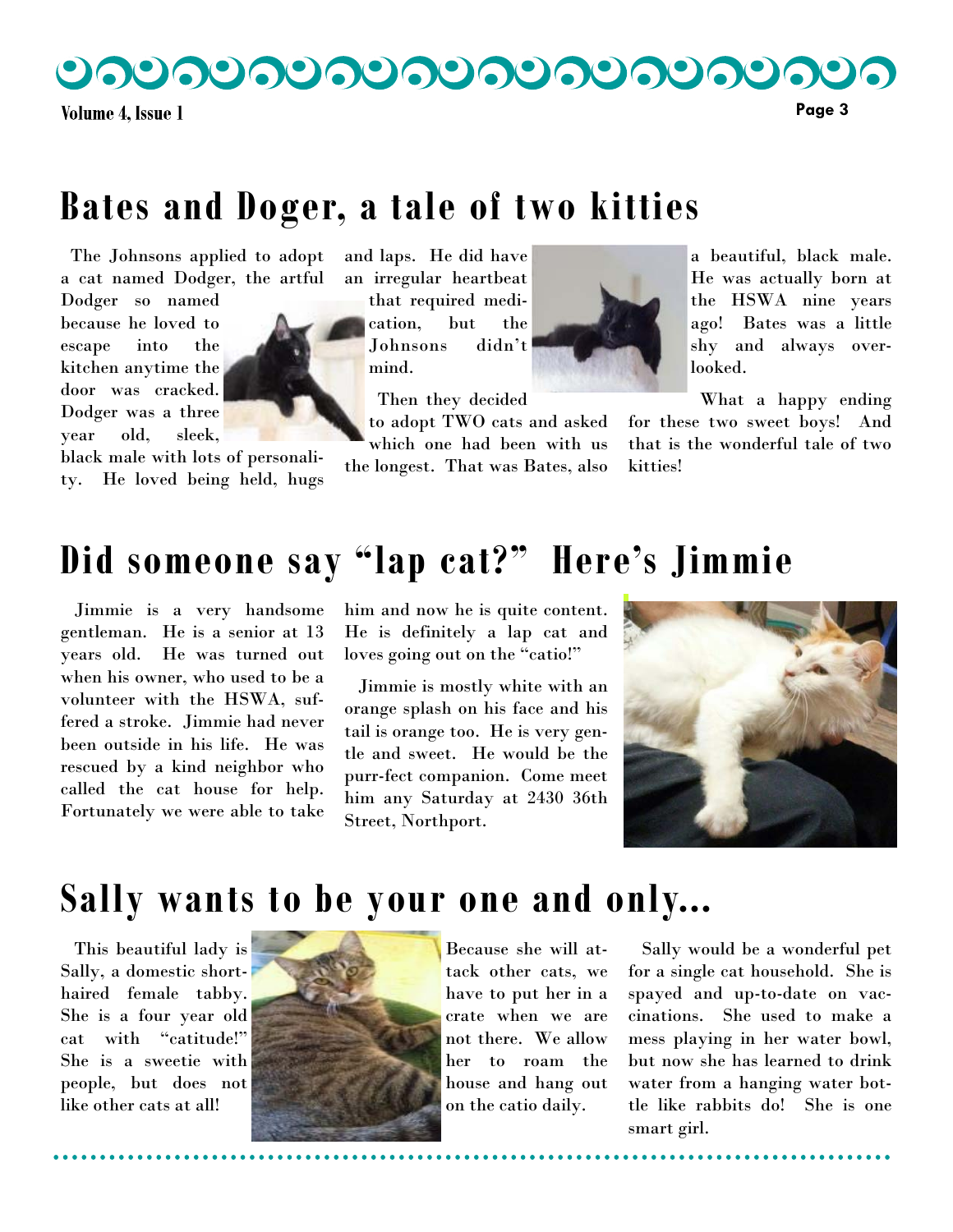# Bates and Doger, a tale of two kitties

The Johnsons applied to adopt a cat named Dodger, the artful Dodger so named because he loved to escape into the kitchen anytime the door was cracked. Dodger was a three year old, sleek, black male with lots of personality. He loved being held, hugs and laps. He did have an irregular heartbeat that required medication, but the Johnsons didn't mind.

Then they decided to adopt TWO cats and asked which one had been with us the longest. That was Bates, also a beautiful, black male. He was actually born at the HSWA nine years ago! Bates was a little shy and always overlooked.

What a happy ending for these two sweet boys! And that is the wonderful tale of two kitties!

# Did someone say "lap cat?" Here's Jimmie

Jimmie is a very handsome gentleman. He is a senior at 13 years old. He was turned out when his owner, who used to be a volunteer with the HSWA, suffered a stroke. Jimmie had never been outside in his life. He was rescued by a kind neighbor who called the cat house for help. Fortunately we were able to take him and now he is quite content. He is definitely a lap cat and loves going out on the "catio!"

Jimmie is mostly white with an orange splash on his face and his tail is orange too. He is very gentle and sweet. He would be the purr-fect companion. Come meet him any Saturday at 2430 36th Street, Northport.

# Sally wants to be your one and only...

This beautiful lady is Sally, a domestic short-haired female tabby. She is a four year old cat with "catitude!" She is a sweetie with people, but does not like other cats at all! Because she will attack other cats, we have to put her in a crate when we are not there. We allow her to roam the house and hang out on the catio daily.

Sally would be a wonderful pet for a single cat household. She is spayed and up-to-date on vaccinations. She used to make a mess playing in her water bowl, but now she has learned to drink water from a hanging water bottle like rabbits do! She is one smart girl.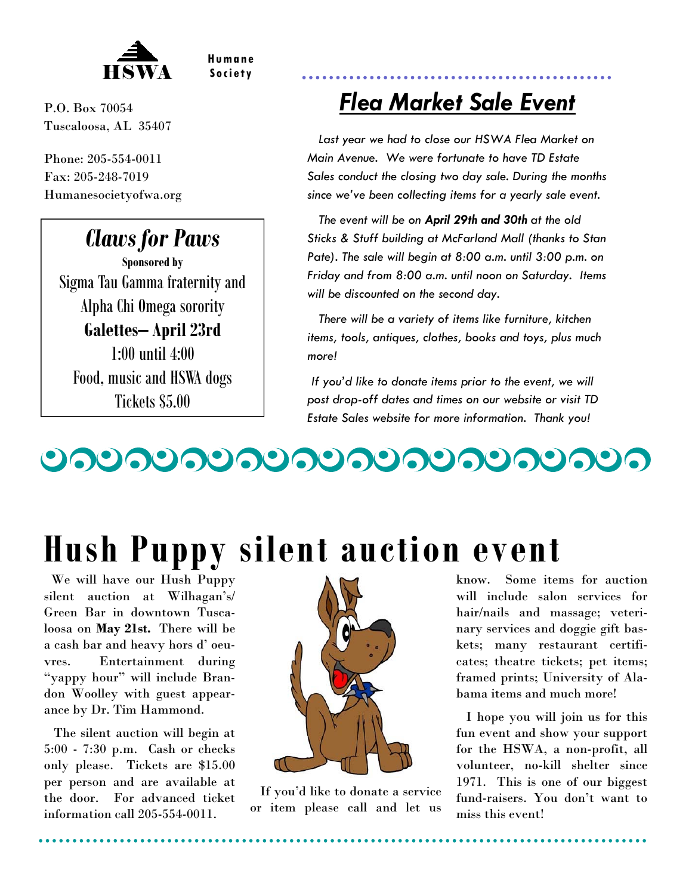HSWA

**Humane Society**

P.O. Box 70054
Tuscaloosa, AL 35407

Phone: 205-554-0011
Fax: 205-248-7019
Humanesocietyofwa.org

## Claws for Paws

**Sponsored by**

Sigma Tau Gamma fraternity and Alpha Chi Omega sorority

**Galettes— April 23rd**

1:00 until 4:00

Food, music and HSWA dogs

Tickets $5.00

## *Flea Market Sale Event*

*Last year we had to close our HSWA Flea Market on Main Avenue. We were fortunate to have TD Estate Sales conduct the closing two day sale. During the months since we've been collecting items for a yearly sale event.*

*The event will be on* ***April 29th and 30th*** *at the old Sticks & Stuff building at McFarland Mall (thanks to Stan Pate). The sale will begin at 8:00 a.m. until 3:00 p.m. on Friday and from 8:00 a.m. until noon on Saturday. Items will be discounted on the second day.*

*There will be a variety of items like furniture, kitchen items, tools, antiques, clothes, books and toys, plus much more!*

*If you'd like to donate items prior to the event, we will post drop-off dates and times on our website or visit TD Estate Sales website for more information. Thank you!*

# Hush Puppy silent auction event

We will have our Hush Puppy silent auction at Wilhagan's/ Green Bar in downtown Tuscaloosa on **May 21st.** There will be a cash bar and heavy hors d' oeuvres. Entertainment during "yappy hour" will include Brandon Woolley with guest appearance by Dr. Tim Hammond.

The silent auction will begin at 5:00 - 7:30 p.m. Cash or checks only please. Tickets are $15.00 per person and are available at the door. For advanced ticket information call 205-554-0011.

If you'd like to donate a service or item please call and let us know. Some items for auction will include salon services for hair/nails and massage; veterinary services and doggie gift baskets; many restaurant certificates; theatre tickets; pet items; framed prints; University of Alabama items and much more!

I hope you will join us for this fun event and show your support for the HSWA, a non-profit, all volunteer, no-kill shelter since 1971. This is one of our biggest fund-raisers. You don't want to miss this event!